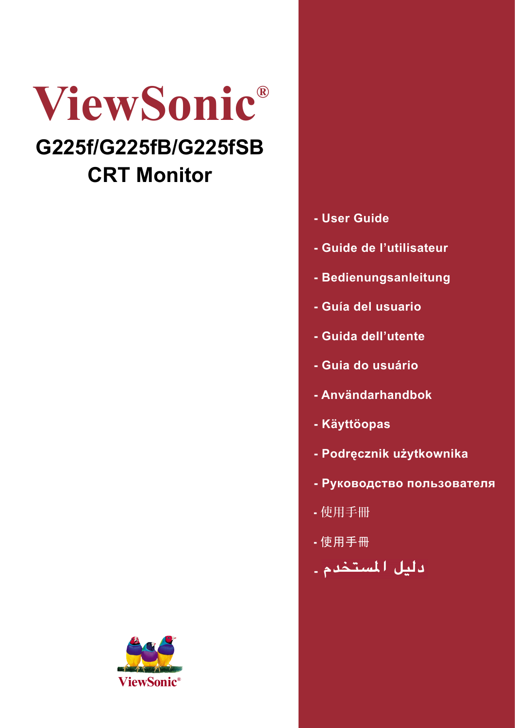# ViewSonic®

## G225f/G225fB/G225fSB
## CRT Monitor

- User Guide
- Guide de l'utilisateur
- Bedienungsanleitung
- Guía del usuario
- Guida dell'utente
- Guia do usuário
- Användarhandbok
- Käyttöopas
- Podręcznik użytkownika
- Руководство пользователя
- 使用手冊
- 使用手冊
- دليل المستخدم

ViewSonic®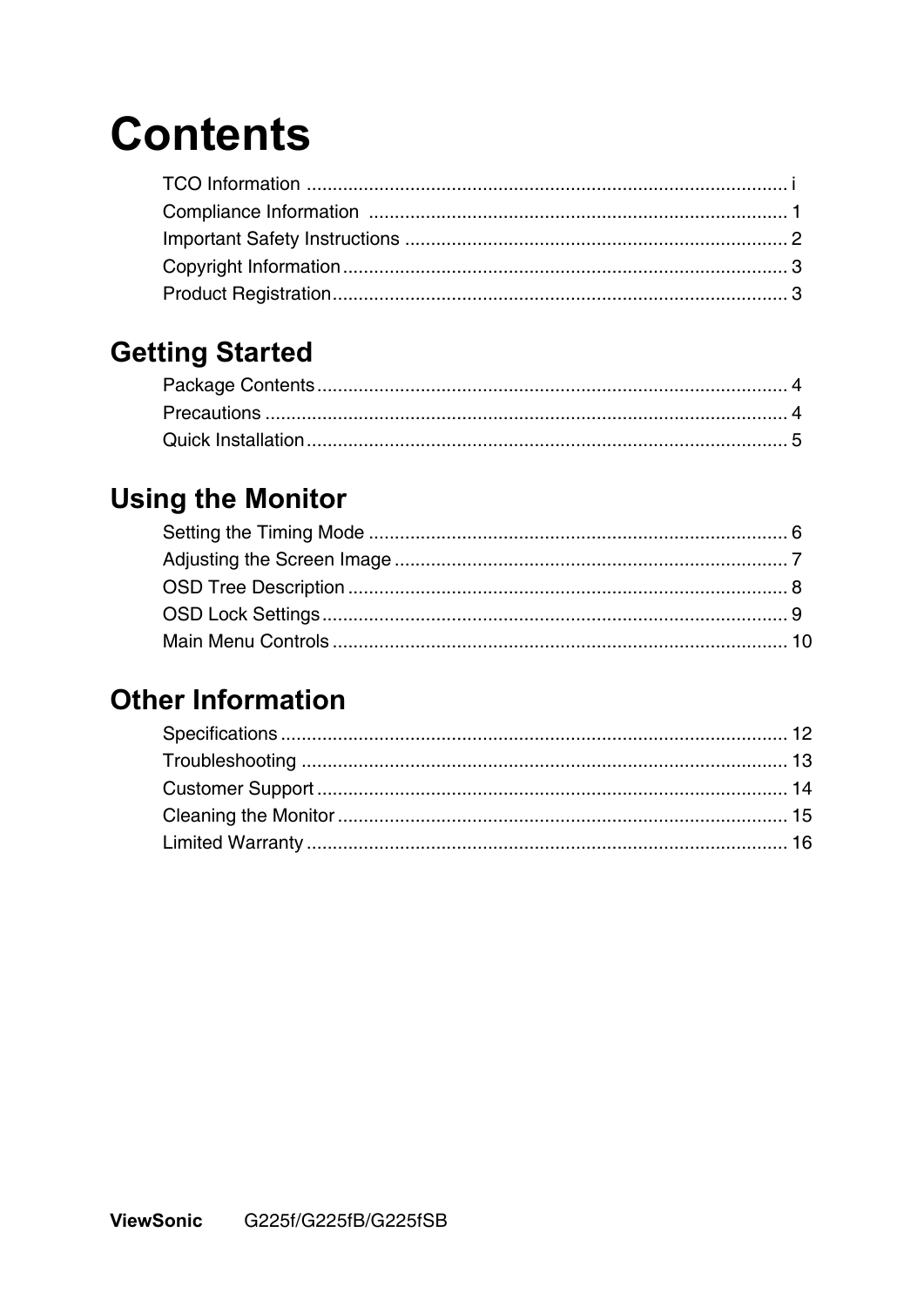# Contents

TCO Information ........................................................................................ i
Compliance Information ................................................................................ 1
Important Safety Instructions ......................................................................... 2
Copyright Information ..................................................................................... 3
Product Registration ....................................................................................... 3

## Getting Started

Package Contents .......................................................................................... 4
Precautions .................................................................................................... 4
Quick Installation ............................................................................................ 5

## Using the Monitor

Setting the Timing Mode ................................................................................ 6
Adjusting the Screen Image ........................................................................... 7
OSD Tree Description .................................................................................... 8
OSD Lock Settings ......................................................................................... 9
Main Menu Controls ....................................................................................... 10

## Other Information

Specifications ................................................................................................. 12
Troubleshooting ............................................................................................. 13
Customer Support .......................................................................................... 14
Cleaning the Monitor ...................................................................................... 15
Limited Warranty ............................................................................................ 16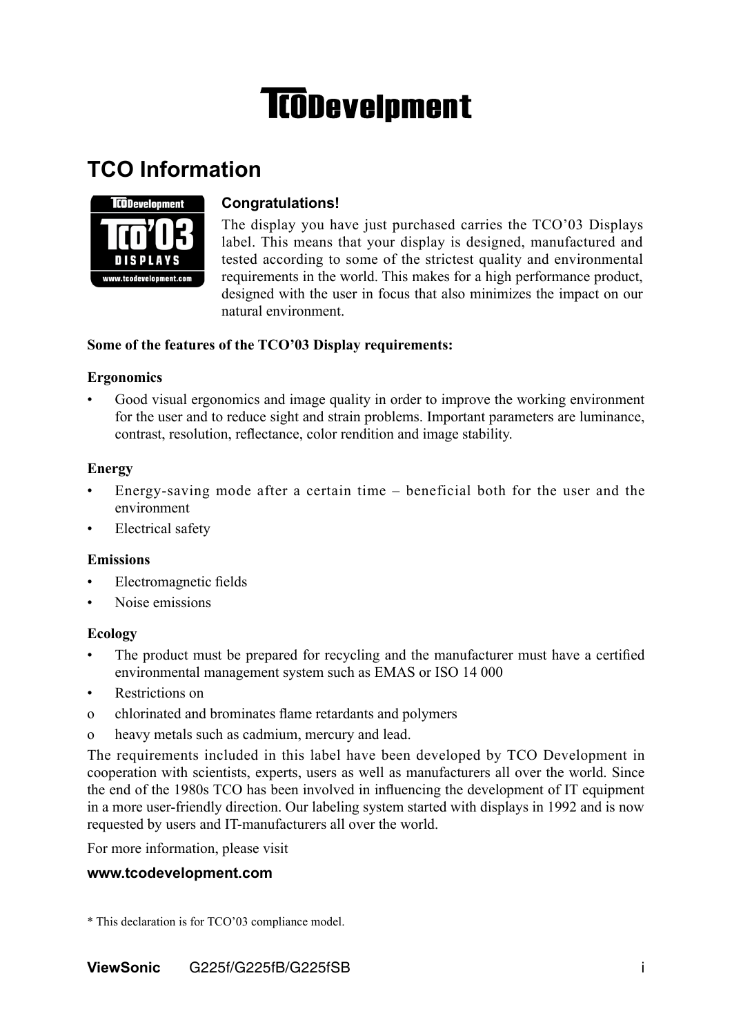# TCODevelopment

## TCO Information

**Congratulations!**

The display you have just purchased carries the TCO'03 Displays label. This means that your display is designed, manufactured and tested according to some of the strictest quality and environmental requirements in the world. This makes for a high performance product, designed with the user in focus that also minimizes the impact on our natural environment.

**Some of the features of the TCO'03 Display requirements:**

**Ergonomics**

- Good visual ergonomics and image quality in order to improve the working environment for the user and to reduce sight and strain problems. Important parameters are luminance, contrast, resolution, reflectance, color rendition and image stability.

**Energy**

- Energy-saving mode after a certain time – beneficial both for the user and the environment
- Electrical safety

**Emissions**

- Electromagnetic fields
- Noise emissions

**Ecology**

- The product must be prepared for recycling and the manufacturer must have a certified environmental management system such as EMAS or ISO 14 000
- Restrictions on
  - chlorinated and brominates flame retardants and polymers
  - heavy metals such as cadmium, mercury and lead.

The requirements included in this label have been developed by TCO Development in cooperation with scientists, experts, users as well as manufacturers all over the world. Since the end of the 1980s TCO has been involved in influencing the development of IT equipment in a more user-friendly direction. Our labeling system started with displays in 1992 and is now requested by users and IT-manufacturers all over the world.

For more information, please visit

**www.tcodevelopment.com**

* This declaration is for TCO'03 compliance model.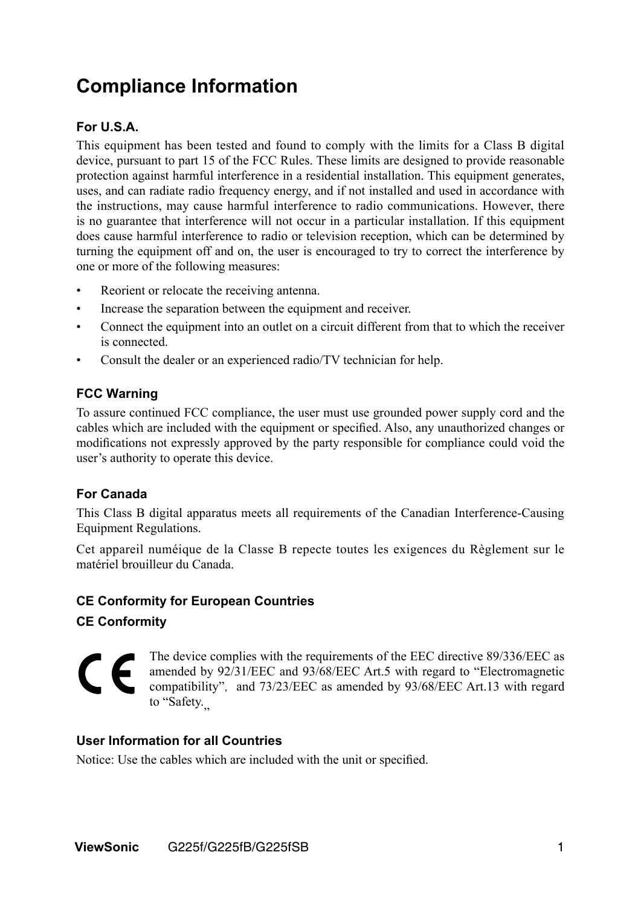# Compliance Information

### For U.S.A.

This equipment has been tested and found to comply with the limits for a Class B digital device, pursuant to part 15 of the FCC Rules. These limits are designed to provide reasonable protection against harmful interference in a residential installation. This equipment generates, uses, and can radiate radio frequency energy, and if not installed and used in accordance with the instructions, may cause harmful interference to radio communications. However, there is no guarantee that interference will not occur in a particular installation. If this equipment does cause harmful interference to radio or television reception, which can be determined by turning the equipment off and on, the user is encouraged to try to correct the interference by one or more of the following measures:

- Reorient or relocate the receiving antenna.
- Increase the separation between the equipment and receiver.
- Connect the equipment into an outlet on a circuit different from that to which the receiver is connected.
- Consult the dealer or an experienced radio/TV technician for help.

### FCC Warning

To assure continued FCC compliance, the user must use grounded power supply cord and the cables which are included with the equipment or specified. Also, any unauthorized changes or modifications not expressly approved by the party responsible for compliance could void the user's authority to operate this device.

### For Canada

This Class B digital apparatus meets all requirements of the Canadian Interference-Causing Equipment Regulations.

Cet appareil numéique de la Classe B repecte toutes les exigences du Règlement sur le matériel brouilleur du Canada.

### CE Conformity for European Countries

### CE Conformity

CE

The device complies with the requirements of the EEC directive 89/336/EEC as amended by 92/31/EEC and 93/68/EEC Art.5 with regard to "Electromagnetic compatibility", and 73/23/EEC as amended by 93/68/EEC Art.13 with regard to "Safety."

### User Information for all Countries

Notice: Use the cables which are included with the unit or specified.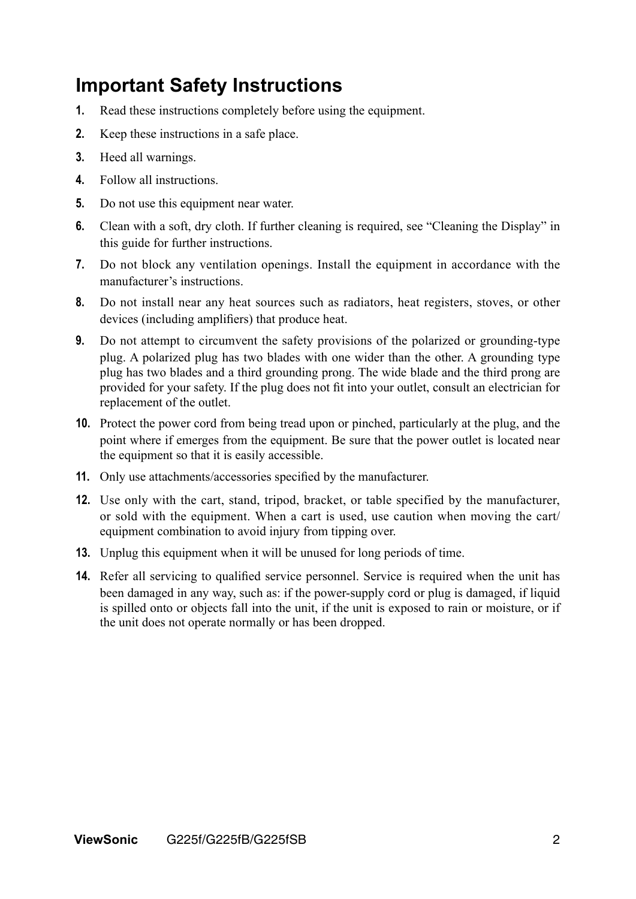## Important Safety Instructions

1. Read these instructions completely before using the equipment.
2. Keep these instructions in a safe place.
3. Heed all warnings.
4. Follow all instructions.
5. Do not use this equipment near water.
6. Clean with a soft, dry cloth. If further cleaning is required, see “Cleaning the Display” in this guide for further instructions.
7. Do not block any ventilation openings. Install the equipment in accordance with the manufacturer’s instructions.
8. Do not install near any heat sources such as radiators, heat registers, stoves, or other devices (including amplifiers) that produce heat.
9. Do not attempt to circumvent the safety provisions of the polarized or grounding-type plug. A polarized plug has two blades with one wider than the other. A grounding type plug has two blades and a third grounding prong. The wide blade and the third prong are provided for your safety. If the plug does not fit into your outlet, consult an electrician for replacement of the outlet.
10. Protect the power cord from being tread upon or pinched, particularly at the plug, and the point where if emerges from the equipment. Be sure that the power outlet is located near the equipment so that it is easily accessible.
11. Only use attachments/accessories specified by the manufacturer.
12. Use only with the cart, stand, tripod, bracket, or table specified by the manufacturer, or sold with the equipment. When a cart is used, use caution when moving the cart/equipment combination to avoid injury from tipping over.
13. Unplug this equipment when it will be unused for long periods of time.
14. Refer all servicing to qualified service personnel. Service is required when the unit has been damaged in any way, such as: if the power-supply cord or plug is damaged, if liquid is spilled onto or objects fall into the unit, if the unit is exposed to rain or moisture, or if the unit does not operate normally or has been dropped.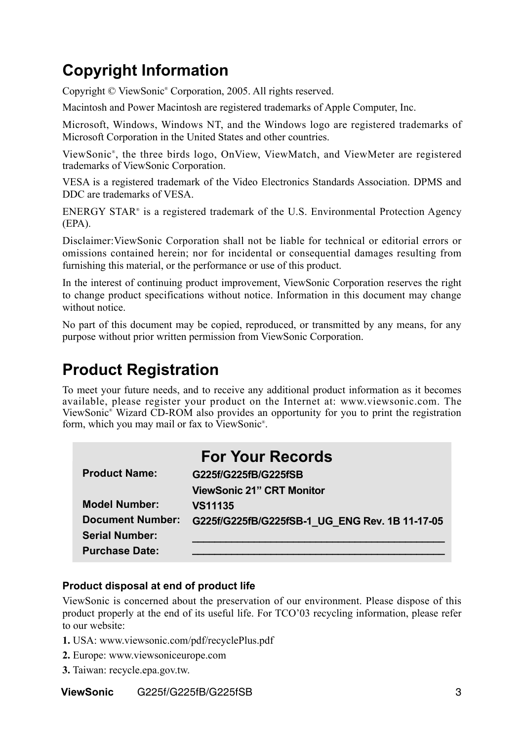## Copyright Information

Copyright © ViewSonic® Corporation, 2005. All rights reserved.

Macintosh and Power Macintosh are registered trademarks of Apple Computer, Inc.

Microsoft, Windows, Windows NT, and the Windows logo are registered trademarks of Microsoft Corporation in the United States and other countries.

ViewSonic®, the three birds logo, OnView, ViewMatch, and ViewMeter are registered trademarks of ViewSonic Corporation.

VESA is a registered trademark of the Video Electronics Standards Association. DPMS and DDC are trademarks of VESA.

ENERGY STAR® is a registered trademark of the U.S. Environmental Protection Agency (EPA).

Disclaimer:ViewSonic Corporation shall not be liable for technical or editorial errors or omissions contained herein; nor for incidental or consequential damages resulting from furnishing this material, or the performance or use of this product.

In the interest of continuing product improvement, ViewSonic Corporation reserves the right to change product specifications without notice. Information in this document may change without notice.

No part of this document may be copied, reproduced, or transmitted by any means, for any purpose without prior written permission from ViewSonic Corporation.

## Product Registration

To meet your future needs, and to receive any additional product information as it becomes available, please register your product on the Internet at: www.viewsonic.com. The ViewSonic® Wizard CD-ROM also provides an opportunity for you to print the registration form, which you may mail or fax to ViewSonic®.

| For Your Records | |
|---|---|
| **Product Name:** | **G225f/G225fB/G225fSB** |
| | **ViewSonic 21" CRT Monitor** |
| **Model Number:** | **VS11135** |
| **Document Number:** | **G225f/G225fB/G225fSB-1_UG_ENG Rev. 1B 11-17-05** |
| **Serial Number:** | ________________________________ |
| **Purchase Date:** | ________________________________ |

### Product disposal at end of product life

ViewSonic is concerned about the preservation of our environment. Please dispose of this product properly at the end of its useful life. For TCO'03 recycling information, please refer to our website:

1. USA: www.viewsonic.com/pdf/recyclePlus.pdf
2. Europe: www.viewsoniceurope.com
3. Taiwan: recycle.epa.gov.tw.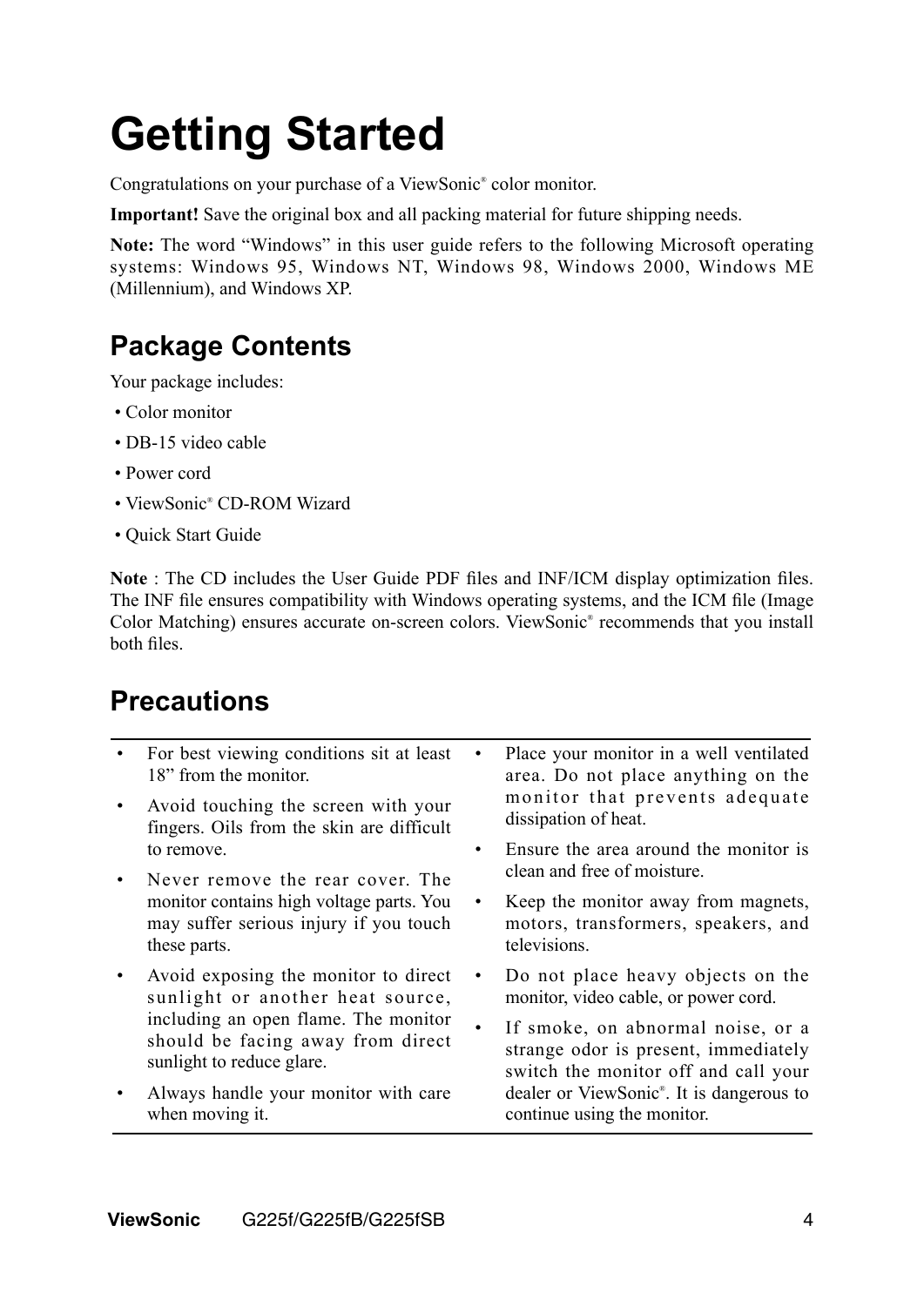# Getting Started

Congratulations on your purchase of a ViewSonic® color monitor.

**Important!** Save the original box and all packing material for future shipping needs.

**Note:** The word "Windows" in this user guide refers to the following Microsoft operating systems: Windows 95, Windows NT, Windows 98, Windows 2000, Windows ME (Millennium), and Windows XP.

## Package Contents

Your package includes:

- Color monitor
- DB-15 video cable
- Power cord
- ViewSonic® CD-ROM Wizard
- Quick Start Guide

**Note** : The CD includes the User Guide PDF files and INF/ICM display optimization files. The INF file ensures compatibility with Windows operating systems, and the ICM file (Image Color Matching) ensures accurate on-screen colors. ViewSonic® recommends that you install both files.

## Precautions

- For best viewing conditions sit at least 18" from the monitor.
- Avoid touching the screen with your fingers. Oils from the skin are difficult to remove.
- Never remove the rear cover. The monitor contains high voltage parts. You may suffer serious injury if you touch these parts.
- Avoid exposing the monitor to direct sunlight or another heat source, including an open flame. The monitor should be facing away from direct sunlight to reduce glare.
- Always handle your monitor with care when moving it.
- Place your monitor in a well ventilated area. Do not place anything on the monitor that prevents adequate dissipation of heat.
- Ensure the area around the monitor is clean and free of moisture.
- Keep the monitor away from magnets, motors, transformers, speakers, and televisions.
- Do not place heavy objects on the monitor, video cable, or power cord.
- If smoke, on abnormal noise, or a strange odor is present, immediately switch the monitor off and call your dealer or ViewSonic®. It is dangerous to continue using the monitor.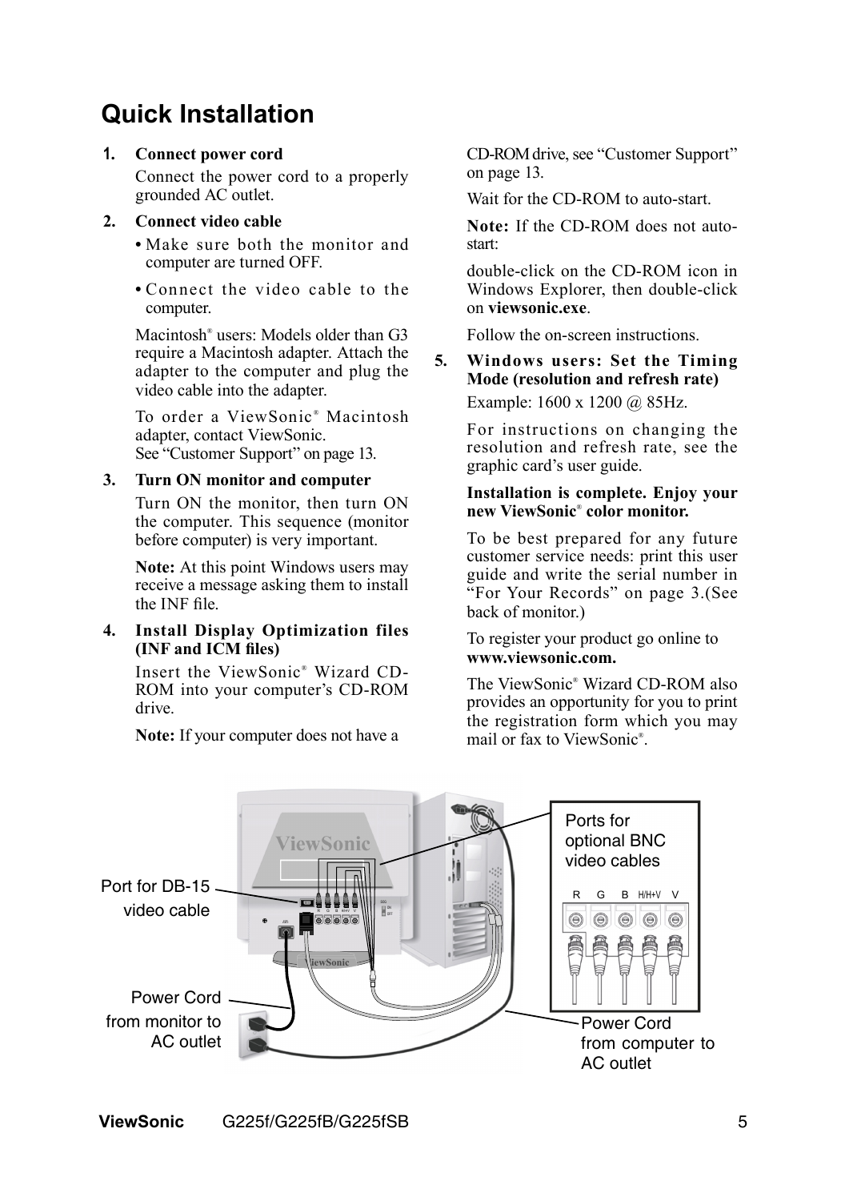# Quick Installation

1. **Connect power cord**

   Connect the power cord to a properly grounded AC outlet.

2. **Connect video cable**

   - Make sure both the monitor and computer are turned OFF.
   - Connect the video cable to the computer.

   Macintosh® users: Models older than G3 require a Macintosh adapter. Attach the adapter to the computer and plug the video cable into the adapter.

   To order a ViewSonic® Macintosh adapter, contact ViewSonic. See "Customer Support" on page 13.

3. **Turn ON monitor and computer**

   Turn ON the monitor, then turn ON the computer. This sequence (monitor before computer) is very important.

   **Note:** At this point Windows users may receive a message asking them to install the INF file.

4. **Install Display Optimization files (INF and ICM files)**

   Insert the ViewSonic® Wizard CD-ROM into your computer's CD-ROM drive.

   **Note:** If your computer does not have a CD-ROM drive, see "Customer Support" on page 13.

   Wait for the CD-ROM to auto-start.

   **Note:** If the CD-ROM does not auto-start:

   double-click on the CD-ROM icon in Windows Explorer, then double-click on **viewsonic.exe**.

   Follow the on-screen instructions.

5. **Windows users: Set the Timing Mode (resolution and refresh rate)**

   Example: 1600 x 1200 @ 85Hz.

   For instructions on changing the resolution and refresh rate, see the graphic card's user guide.

**Installation is complete. Enjoy your new ViewSonic® color monitor.**

To be best prepared for any future customer service needs: print this user guide and write the serial number in "For Your Records" on page 3.(See back of monitor.)

To register your product go online to **www.viewsonic.com.**

The ViewSonic® Wizard CD-ROM also provides an opportunity for you to print the registration form which you may mail or fax to ViewSonic®.

Port for DB-15 video cable

Ports for optional BNC video cables

R G B H/H+V V

Power Cord from monitor to AC outlet

Power Cord from computer to AC outlet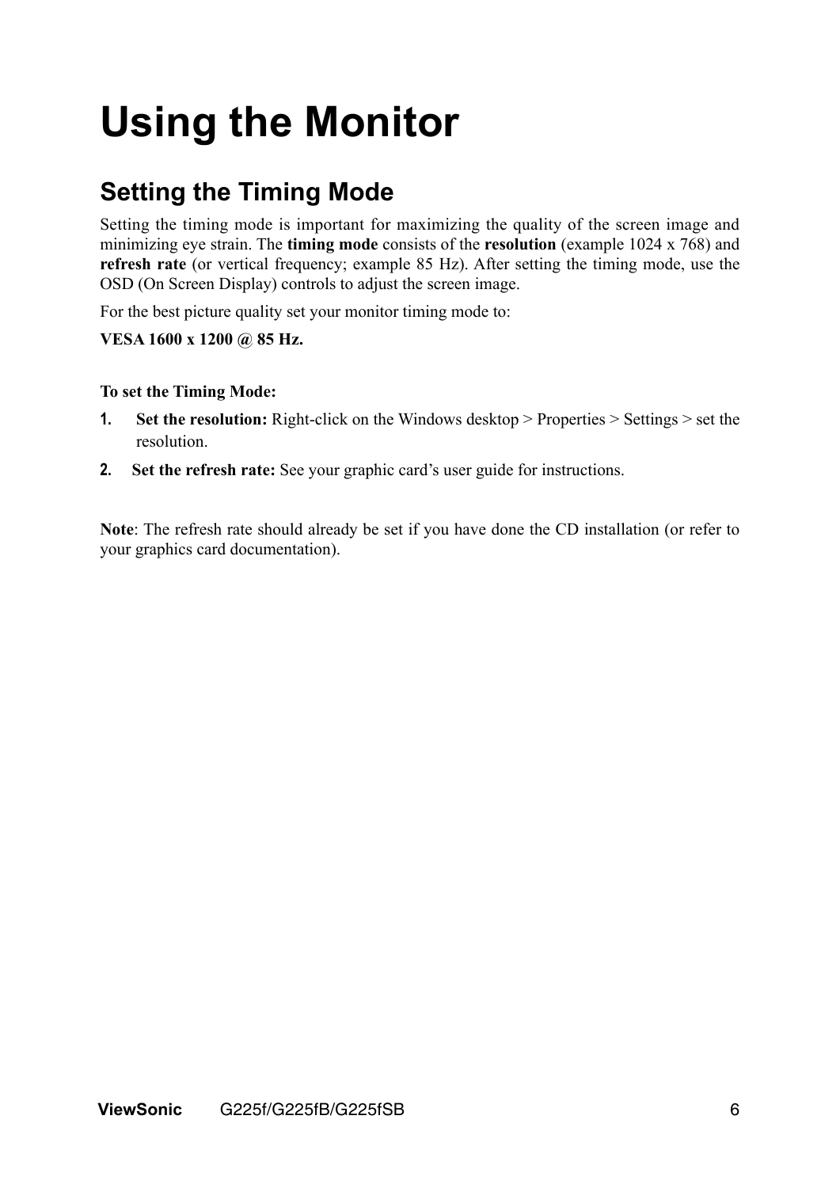# Using the Monitor

## Setting the Timing Mode

Setting the timing mode is important for maximizing the quality of the screen image and minimizing eye strain. The **timing mode** consists of the **resolution** (example 1024 x 768) and **refresh rate** (or vertical frequency; example 85 Hz). After setting the timing mode, use the OSD (On Screen Display) controls to adjust the screen image.

For the best picture quality set your monitor timing mode to:

**VESA 1600 x 1200 @ 85 Hz.**

**To set the Timing Mode:**

1. **Set the resolution:** Right-click on the Windows desktop > Properties > Settings > set the resolution.
2. **Set the refresh rate:** See your graphic card's user guide for instructions.

**Note**: The refresh rate should already be set if you have done the CD installation (or refer to your graphics card documentation).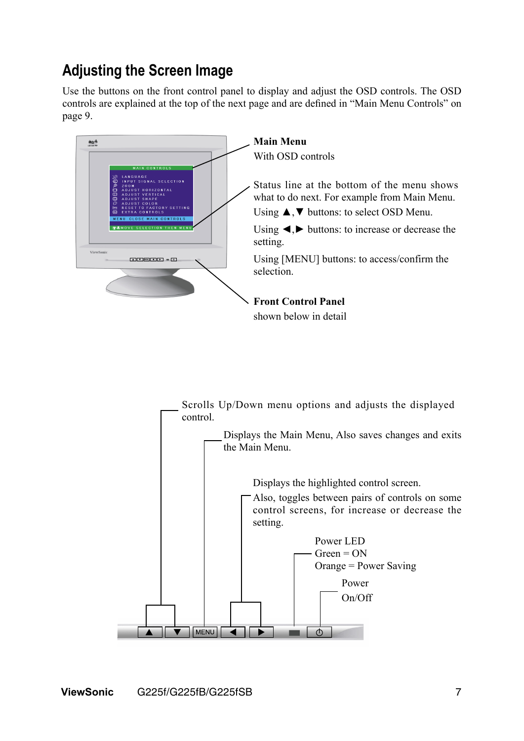## Adjusting the Screen Image

Use the buttons on the front control panel to display and adjust the OSD controls. The OSD controls are explained at the top of the next page and are defined in "Main Menu Controls" on page 9.

**Main Menu**
With OSD controls

Status line at the bottom of the menu shows what to do next. For example from Main Menu.

Using ▲,▼ buttons: to select OSD Menu.

Using ◄,► buttons: to increase or decrease the setting.

Using [MENU] buttons: to access/confirm the selection.

**Front Control Panel**
shown below in detail

Scrolls Up/Down menu options and adjusts the displayed control.

Displays the Main Menu, Also saves changes and exits the Main Menu.

Displays the highlighted control screen.

Also, toggles between pairs of controls on some control screens, for increase or decrease the setting.

Power LED
Green = ON
Orange = Power Saving

Power
On/Off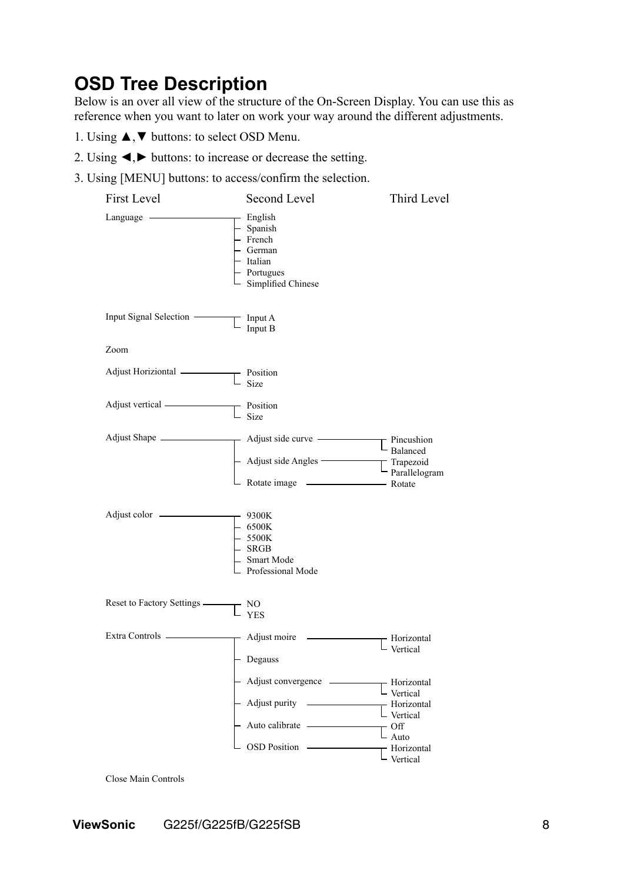## OSD Tree Description

Below is an over all view of the structure of the On-Screen Display. You can use this as reference when you want to later on work your way around the different adjustments.

1. Using ▲,▼ buttons: to select OSD Menu.
2. Using ◄,► buttons: to increase or decrease the setting.
3. Using [MENU] buttons: to access/confirm the selection.

| First Level | Second Level | Third Level |
|---|---|---|
| Language | English | |
| | Spanish | |
| | French | |
| | German | |
| | Italian | |
| | Portugues | |
| | Simplified Chinese | |
| Input Signal Selection | Input A | |
| | Input B | |
| Zoom | | |
| Adjust Horiziontal | Position | |
| | Size | |
| Adjust vertical | Position | |
| | Size | |
| Adjust Shape | Adjust side curve | Pincushion |
| | | Balanced |
| | Adjust side Angles | Trapezoid |
| | | Parallelogram |
| | Rotate image | Rotate |
| Adjust color | 9300K | |
| | 6500K | |
| | 5500K | |
| | SRGB | |
| | Smart Mode | |
| | Professional Mode | |
| Reset to Factory Settings | NO | |
| | YES | |
| Extra Controls | Adjust moire | Horizontal |
| | | Vertical |
| | Degauss | |
| | Adjust convergence | Horizontal |
| | | Vertical |
| | Adjust purity | Horizontal |
| | | Vertical |
| | Auto calibrate | Off |
| | | Auto |
| | OSD Position | Horizontal |
| | | Vertical |
| Close Main Controls | | |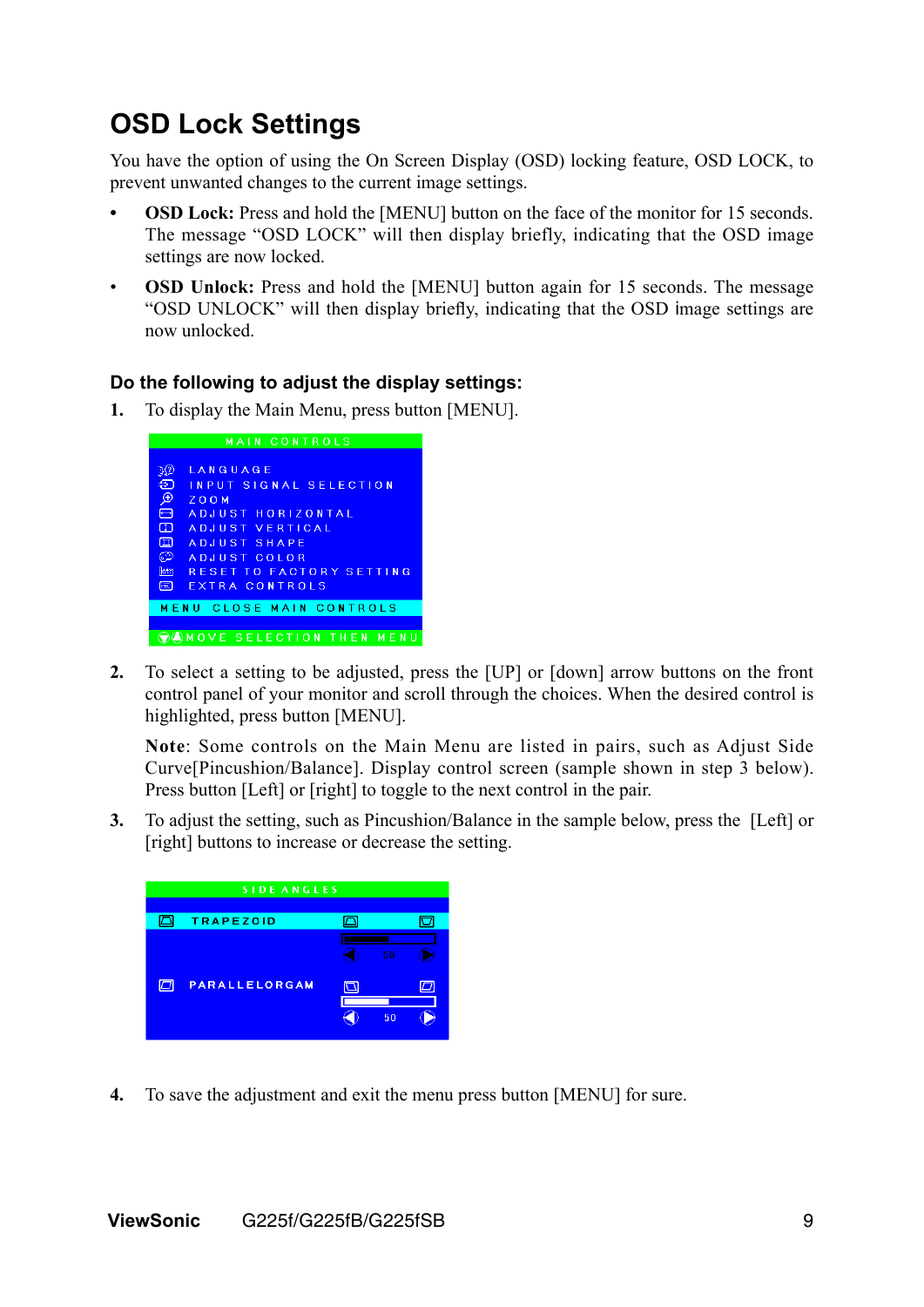# OSD Lock Settings

You have the option of using the On Screen Display (OSD) locking feature, OSD LOCK, to prevent unwanted changes to the current image settings.

- **OSD Lock:** Press and hold the [MENU] button on the face of the monitor for 15 seconds. The message "OSD LOCK" will then display briefly, indicating that the OSD image settings are now locked.
- **OSD Unlock:** Press and hold the [MENU] button again for 15 seconds. The message "OSD UNLOCK" will then display briefly, indicating that the OSD image settings are now unlocked.

### Do the following to adjust the display settings:

1. To display the Main Menu, press button [MENU].

2. To select a setting to be adjusted, press the [UP] or [down] arrow buttons on the front control panel of your monitor and scroll through the choices. When the desired control is highlighted, press button [MENU].

   **Note**: Some controls on the Main Menu are listed in pairs, such as Adjust Side Curve[Pincushion/Balance]. Display control screen (sample shown in step 3 below). Press button [Left] or [right] to toggle to the next control in the pair.

3. To adjust the setting, such as Pincushion/Balance in the sample below, press the [Left] or [right] buttons to increase or decrease the setting.

4. To save the adjustment and exit the menu press button [MENU] for sure.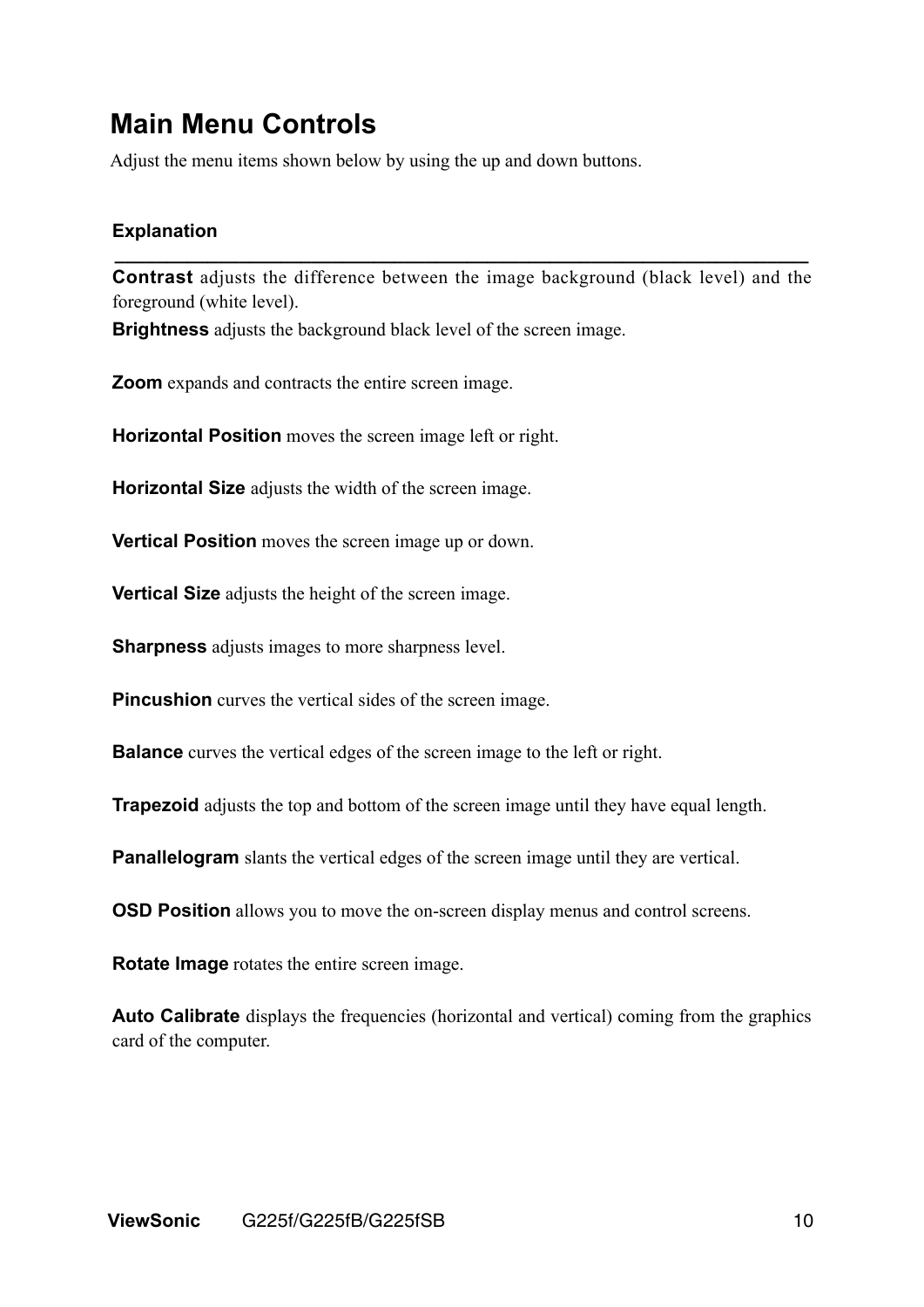## Main Menu Controls

Adjust the menu items shown below by using the up and down buttons.

**Explanation**

---

**Contrast** adjusts the difference between the image background (black level) and the foreground (white level).

**Brightness** adjusts the background black level of the screen image.

**Zoom** expands and contracts the entire screen image.

**Horizontal Position** moves the screen image left or right.

**Horizontal Size** adjusts the width of the screen image.

**Vertical Position** moves the screen image up or down.

**Vertical Size** adjusts the height of the screen image.

**Sharpness** adjusts images to more sharpness level.

**Pincushion** curves the vertical sides of the screen image.

**Balance** curves the vertical edges of the screen image to the left or right.

**Trapezoid** adjusts the top and bottom of the screen image until they have equal length.

**Panallelogram** slants the vertical edges of the screen image until they are vertical.

**OSD Position** allows you to move the on-screen display menus and control screens.

**Rotate Image** rotates the entire screen image.

**Auto Calibrate** displays the frequencies (horizontal and vertical) coming from the graphics card of the computer.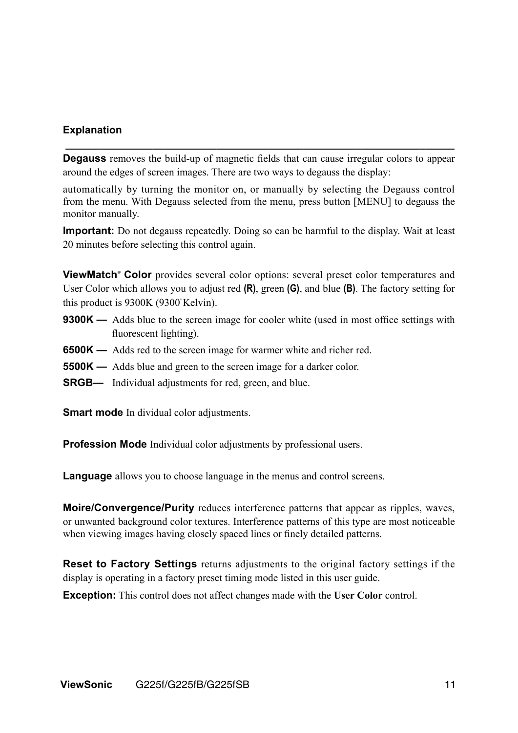**Explanation**

---

**Degauss** removes the build-up of magnetic fields that can cause irregular colors to appear around the edges of screen images. There are two ways to degauss the display:

automatically by turning the monitor on, or manually by selecting the Degauss control from the menu. With Degauss selected from the menu, press button [MENU] to degauss the monitor manually.

**Important:** Do not degauss repeatedly. Doing so can be harmful to the display. Wait at least 20 minutes before selecting this control again.

**ViewMatch® Color** provides several color options: several preset color temperatures and User Color which allows you to adjust red **(R)**, green **(G)**, and blue **(B)**. The factory setting for this product is 9300K (9300° Kelvin).

**9300K —** Adds blue to the screen image for cooler white (used in most office settings with fluorescent lighting).

**6500K —** Adds red to the screen image for warmer white and richer red.

**5500K —** Adds blue and green to the screen image for a darker color.

**SRGB—** Individual adjustments for red, green, and blue.

**Smart mode** In dividual color adjustments.

**Profession Mode** Individual color adjustments by professional users.

**Language** allows you to choose language in the menus and control screens.

**Moire/Convergence/Purity** reduces interference patterns that appear as ripples, waves, or unwanted background color textures. Interference patterns of this type are most noticeable when viewing images having closely spaced lines or finely detailed patterns.

**Reset to Factory Settings** returns adjustments to the original factory settings if the display is operating in a factory preset timing mode listed in this user guide.

**Exception:** This control does not affect changes made with the **User Color** control.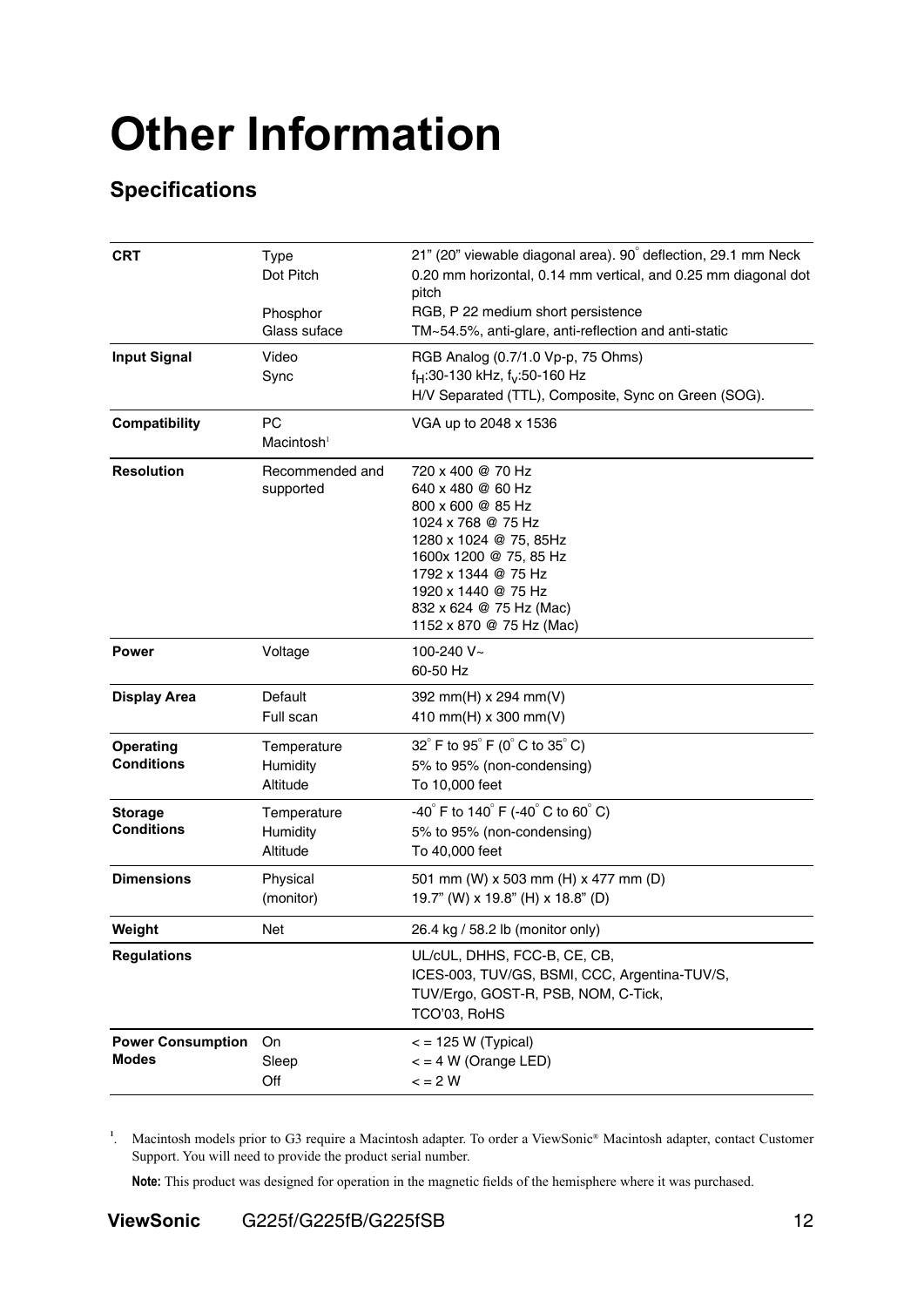# Other Information

## Specifications

| | | |
|---|---|---|
| **CRT** | Type<br>Dot Pitch<br><br>Phosphor<br>Glass suface | 21" (20" viewable diagonal area). 90° deflection, 29.1 mm Neck<br>0.20 mm horizontal, 0.14 mm vertical, and 0.25 mm diagonal dot pitch<br>RGB, P 22 medium short persistence<br>TM~54.5%, anti-glare, anti-reflection and anti-static |
| **Input Signal** | Video<br>Sync | RGB Analog (0.7/1.0 Vp-p, 75 Ohms)<br>$f_H$:30-130 kHz, $f_V$:50-160 Hz<br>H/V Separated (TTL), Composite, Sync on Green (SOG). |
| **Compatibility** | PC<br>Macintosh[1] | VGA up to 2048 x 1536 |
| **Resolution** | Recommended and supported | 720 x 400 @ 70 Hz<br>640 x 480 @ 60 Hz<br>800 x 600 @ 85 Hz<br>1024 x 768 @ 75 Hz<br>1280 x 1024 @ 75, 85Hz<br>1600x 1200 @ 75, 85 Hz<br>1792 x 1344 @ 75 Hz<br>1920 x 1440 @ 75 Hz<br>832 x 624 @ 75 Hz (Mac)<br>1152 x 870 @ 75 Hz (Mac) |
| **Power** | Voltage | 100-240 V~<br>60-50 Hz |
| **Display Area** | Default<br>Full scan | 392 mm(H) x 294 mm(V)<br>410 mm(H) x 300 mm(V) |
| **Operating Conditions** | Temperature<br>Humidity<br>Altitude | 32° F to 95° F (0° C to 35° C)<br>5% to 95% (non-condensing)<br>To 10,000 feet |
| **Storage Conditions** | Temperature<br>Humidity<br>Altitude | -40° F to 140° F (-40° C to 60° C)<br>5% to 95% (non-condensing)<br>To 40,000 feet |
| **Dimensions** | Physical<br>(monitor) | 501 mm (W) x 503 mm (H) x 477 mm (D)<br>19.7" (W) x 19.8" (H) x 18.8" (D) |
| **Weight** | Net | 26.4 kg / 58.2 lb (monitor only) |
| **Regulations** | | UL/cUL, DHHS, FCC-B, CE, CB,<br>ICES-003, TUV/GS, BSMI, CCC, Argentina-TUV/S,<br>TUV/Ergo, GOST-R, PSB, NOM, C-Tick,<br>TCO'03, RoHS |
| **Power Consumption Modes** | On<br>Sleep<br>Off | < = 125 W (Typical)<br>< = 4 W (Orange LED)<br>< = 2 W |

[1]. Macintosh models prior to G3 require a Macintosh adapter. To order a ViewSonic® Macintosh adapter, contact Customer Support. You will need to provide the product serial number.

**Note:** This product was designed for operation in the magnetic fields of the hemisphere where it was purchased.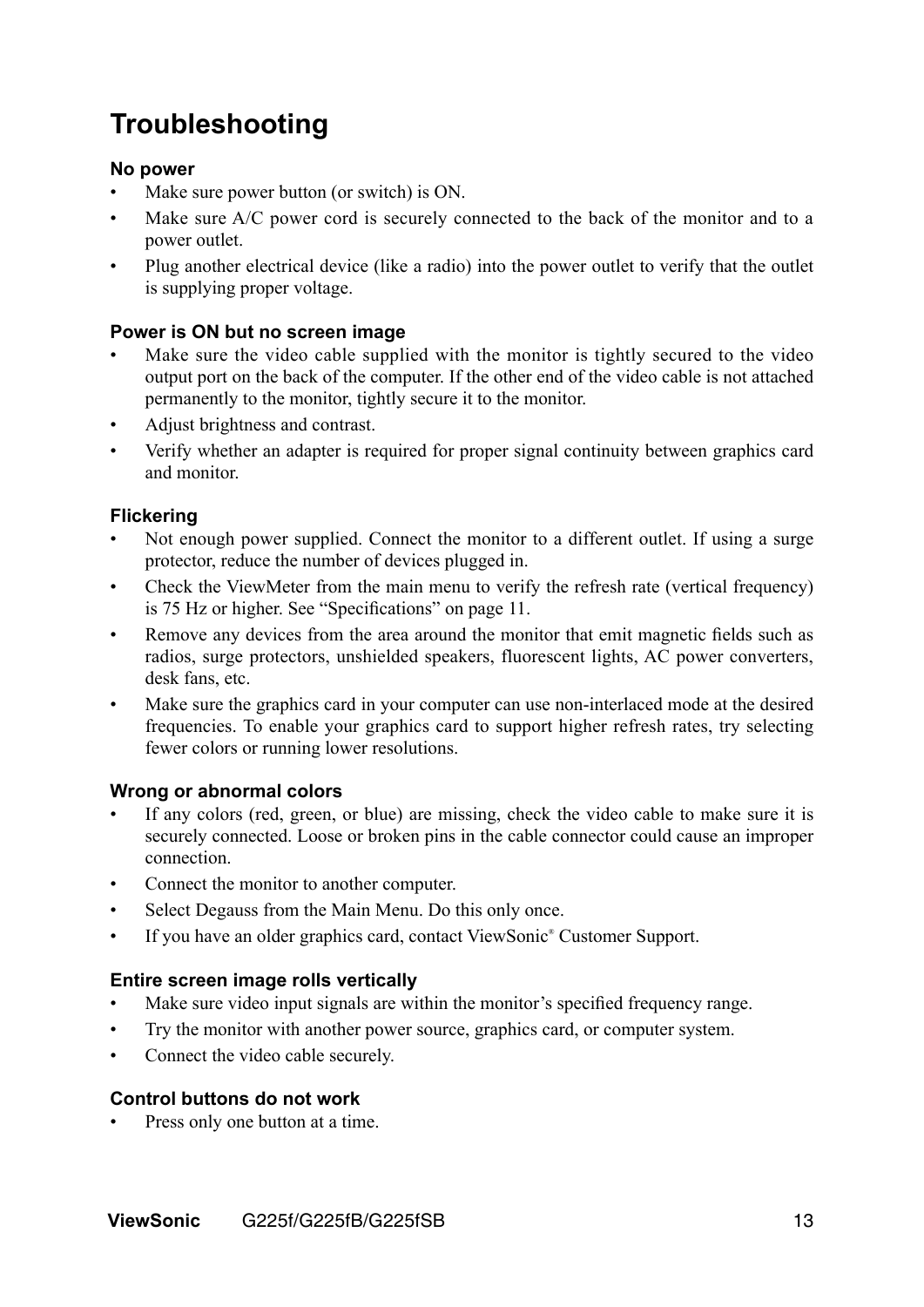# Troubleshooting

### No power

- Make sure power button (or switch) is ON.
- Make sure A/C power cord is securely connected to the back of the monitor and to a power outlet.
- Plug another electrical device (like a radio) into the power outlet to verify that the outlet is supplying proper voltage.

### Power is ON but no screen image

- Make sure the video cable supplied with the monitor is tightly secured to the video output port on the back of the computer. If the other end of the video cable is not attached permanently to the monitor, tightly secure it to the monitor.
- Adjust brightness and contrast.
- Verify whether an adapter is required for proper signal continuity between graphics card and monitor.

### Flickering

- Not enough power supplied. Connect the monitor to a different outlet. If using a surge protector, reduce the number of devices plugged in.
- Check the ViewMeter from the main menu to verify the refresh rate (vertical frequency) is 75 Hz or higher. See "Specifications" on page 11.
- Remove any devices from the area around the monitor that emit magnetic fields such as radios, surge protectors, unshielded speakers, fluorescent lights, AC power converters, desk fans, etc.
- Make sure the graphics card in your computer can use non-interlaced mode at the desired frequencies. To enable your graphics card to support higher refresh rates, try selecting fewer colors or running lower resolutions.

### Wrong or abnormal colors

- If any colors (red, green, or blue) are missing, check the video cable to make sure it is securely connected. Loose or broken pins in the cable connector could cause an improper connection.
- Connect the monitor to another computer.
- Select Degauss from the Main Menu. Do this only once.
- If you have an older graphics card, contact ViewSonic® Customer Support.

### Entire screen image rolls vertically

- Make sure video input signals are within the monitor's specified frequency range.
- Try the monitor with another power source, graphics card, or computer system.
- Connect the video cable securely.

### Control buttons do not work

- Press only one button at a time.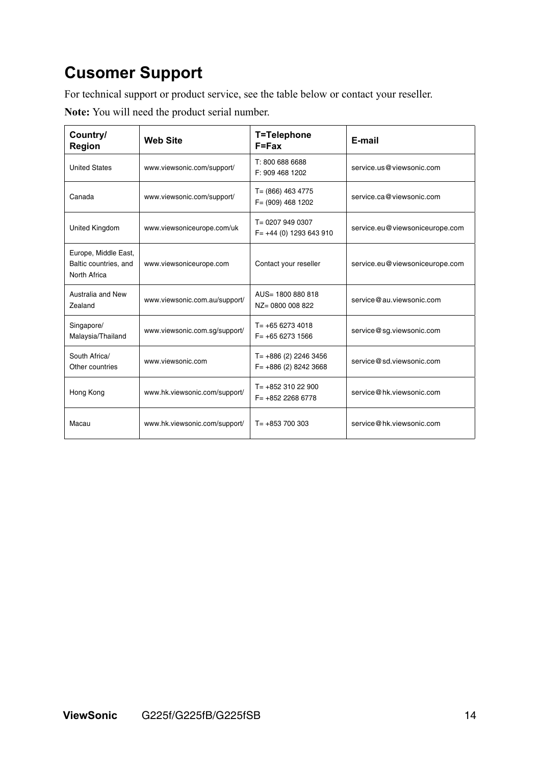# Cusomer Support

For technical support or product service, see the table below or contact your reseller.

**Note:** You will need the product serial number.

| Country/ Region | Web Site | T=Telephone F=Fax | E-mail |
|---|---|---|---|
| United States | www.viewsonic.com/support/ | T: 800 688 6688<br>F: 909 468 1202 | service.us@viewsonic.com |
| Canada | www.viewsonic.com/support/ | T= (866) 463 4775<br>F= (909) 468 1202 | service.ca@viewsonic.com |
| United Kingdom | www.viewsoniceurope.com/uk | T= 0207 949 0307<br>F= +44 (0) 1293 643 910 | service.eu@viewsoniceurope.com |
| Europe, Middle East, Baltic countries, and North Africa | www.viewsoniceurope.com | Contact your reseller | service.eu@viewsoniceurope.com |
| Australia and New Zealand | www.viewsonic.com.au/support/ | AUS= 1800 880 818<br>NZ= 0800 008 822 | service@au.viewsonic.com |
| Singapore/ Malaysia/Thailand | www.viewsonic.com.sg/support/ | T= +65 6273 4018<br>F= +65 6273 1566 | service@sg.viewsonic.com |
| South Africa/ Other countries | www.viewsonic.com | T= +886 (2) 2246 3456<br>F= +886 (2) 8242 3668 | service@sd.viewsonic.com |
| Hong Kong | www.hk.viewsonic.com/support/ | T= +852 310 22 900<br>F= +852 2268 6778 | service@hk.viewsonic.com |
| Macau | www.hk.viewsonic.com/support/ | T= +853 700 303 | service@hk.viewsonic.com |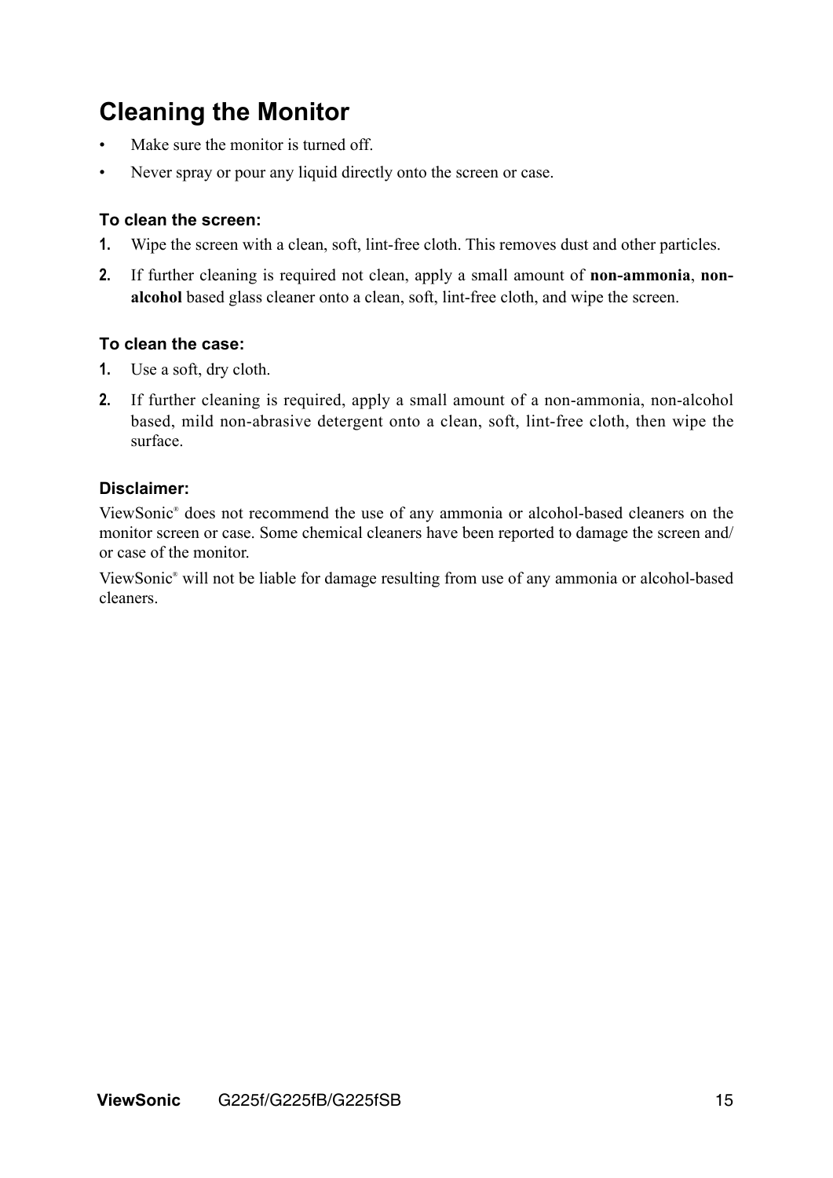# Cleaning the Monitor

- Make sure the monitor is turned off.
- Never spray or pour any liquid directly onto the screen or case.

### To clean the screen:

1. Wipe the screen with a clean, soft, lint-free cloth. This removes dust and other particles.
2. If further cleaning is required not clean, apply a small amount of **non-ammonia**, **non-alcohol** based glass cleaner onto a clean, soft, lint-free cloth, and wipe the screen.

### To clean the case:

1. Use a soft, dry cloth.
2. If further cleaning is required, apply a small amount of a non-ammonia, non-alcohol based, mild non-abrasive detergent onto a clean, soft, lint-free cloth, then wipe the surface.

### Disclaimer:

ViewSonic® does not recommend the use of any ammonia or alcohol-based cleaners on the monitor screen or case. Some chemical cleaners have been reported to damage the screen and/or case of the monitor.

ViewSonic® will not be liable for damage resulting from use of any ammonia or alcohol-based cleaners.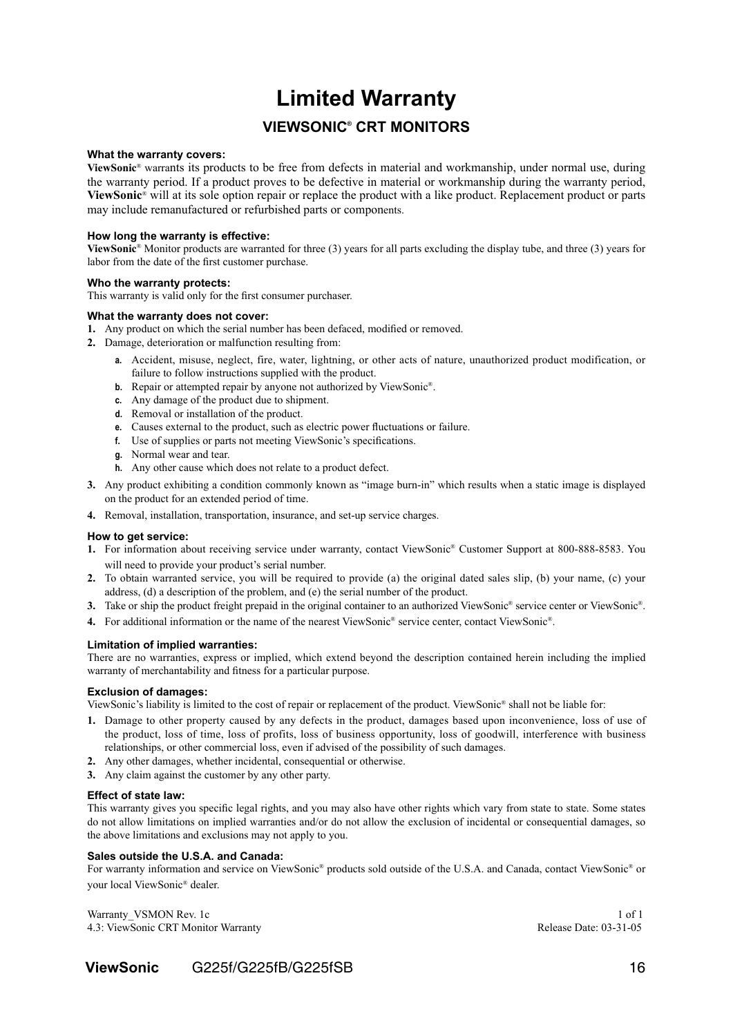# Limited Warranty

## VIEWSONIC® CRT MONITORS

### What the warranty covers:

**ViewSonic**® warrants its products to be free from defects in material and workmanship, under normal use, during the warranty period. If a product proves to be defective in material or workmanship during the warranty period, **ViewSonic**® will at its sole option repair or replace the product with a like product. Replacement product or parts may include remanufactured or refurbished parts or components.

### How long the warranty is effective:

**ViewSonic**® Monitor products are warranted for three (3) years for all parts excluding the display tube, and three (3) years for labor from the date of the first customer purchase.

### Who the warranty protects:

This warranty is valid only for the first consumer purchaser.

### What the warranty does not cover:

1. Any product on which the serial number has been defaced, modified or removed.
2. Damage, deterioration or malfunction resulting from:
   a. Accident, misuse, neglect, fire, water, lightning, or other acts of nature, unauthorized product modification, or failure to follow instructions supplied with the product.
   b. Repair or attempted repair by anyone not authorized by ViewSonic®.
   c. Any damage of the product due to shipment.
   d. Removal or installation of the product.
   e. Causes external to the product, such as electric power fluctuations or failure.
   f. Use of supplies or parts not meeting ViewSonic's specifications.
   g. Normal wear and tear.
   h. Any other cause which does not relate to a product defect.
3. Any product exhibiting a condition commonly known as "image burn-in" which results when a static image is displayed on the product for an extended period of time.
4. Removal, installation, transportation, insurance, and set-up service charges.

### How to get service:

1. For information about receiving service under warranty, contact ViewSonic® Customer Support at 800-888-8583. You will need to provide your product's serial number.
2. To obtain warranted service, you will be required to provide (a) the original dated sales slip, (b) your name, (c) your address, (d) a description of the problem, and (e) the serial number of the product.
3. Take or ship the product freight prepaid in the original container to an authorized ViewSonic® service center or ViewSonic®.
4. For additional information or the name of the nearest ViewSonic® service center, contact ViewSonic®.

### Limitation of implied warranties:

There are no warranties, express or implied, which extend beyond the description contained herein including the implied warranty of merchantability and fitness for a particular purpose.

### Exclusion of damages:

ViewSonic's liability is limited to the cost of repair or replacement of the product. ViewSonic® shall not be liable for:

1. Damage to other property caused by any defects in the product, damages based upon inconvenience, loss of use of the product, loss of time, loss of profits, loss of business opportunity, loss of goodwill, interference with business relationships, or other commercial loss, even if advised of the possibility of such damages.
2. Any other damages, whether incidental, consequential or otherwise.
3. Any claim against the customer by any other party.

### Effect of state law:

This warranty gives you specific legal rights, and you may also have other rights which vary from state to state. Some states do not allow limitations on implied warranties and/or do not allow the exclusion of incidental or consequential damages, so the above limitations and exclusions may not apply to you.

### Sales outside the U.S.A. and Canada:

For warranty information and service on ViewSonic® products sold outside of the U.S.A. and Canada, contact ViewSonic® or your local ViewSonic® dealer.

Warranty_VSMON Rev. 1c
4.3: ViewSonic CRT Monitor Warranty
Release Date: 03-31-05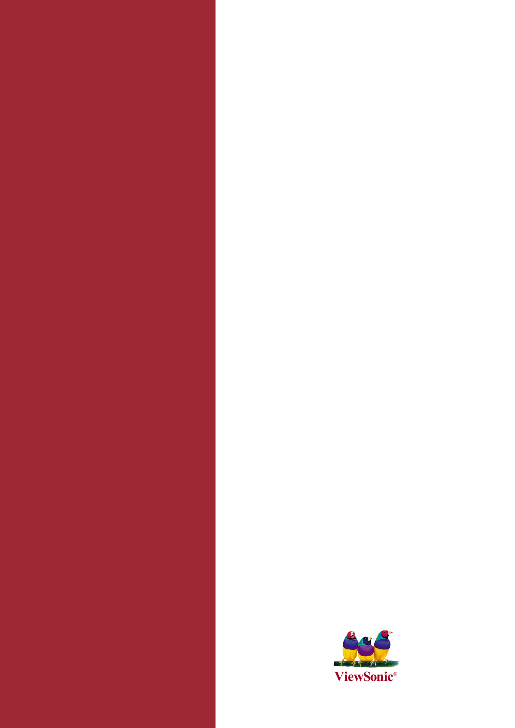ViewSonic®